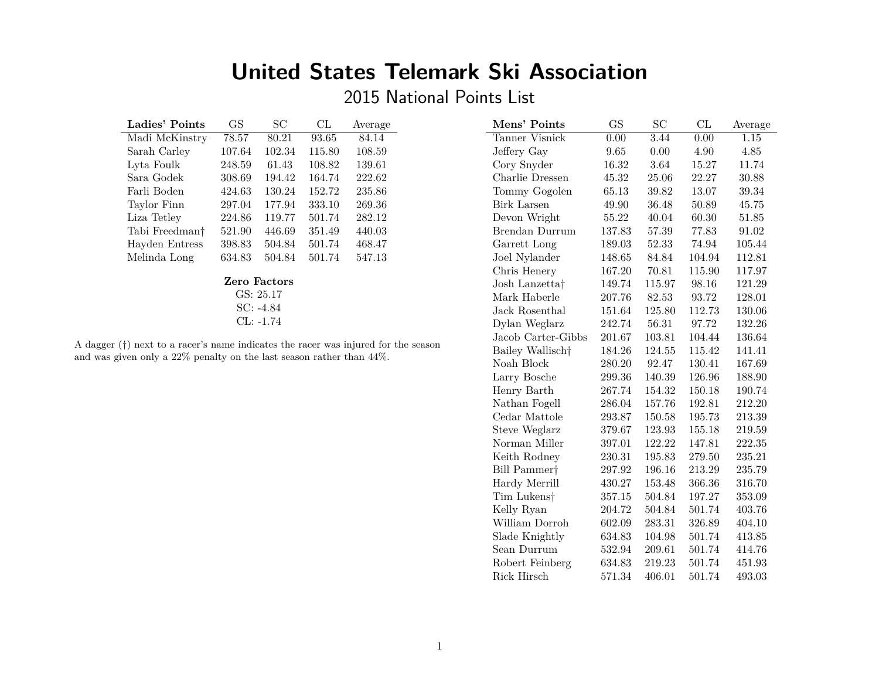# United States Telemark Ski Association

## 2015 National Points List

| Ladies' Points | GS | SC | CL | Average |
|---|---|---|---|---|
| Madi McKinstry | 78.57 | 80.21 | 93.65 | 84.14 |
| Sarah Carley | 107.64 | 102.34 | 115.80 | 108.59 |
| Lyta Foulk | 248.59 | 61.43 | 108.82 | 139.61 |
| Sara Godek | 308.69 | 194.42 | 164.74 | 222.62 |
| Farli Boden | 424.63 | 130.24 | 152.72 | 235.86 |
| Taylor Finn | 297.04 | 177.94 | 333.10 | 269.36 |
| Liza Tetley | 224.86 | 119.77 | 501.74 | 282.12 |
| Tabi Freedman† | 521.90 | 446.69 | 351.49 | 440.03 |
| Hayden Entress | 398.83 | 504.84 | 501.74 | 468.47 |
| Melinda Long | 634.83 | 504.84 | 501.74 | 547.13 |

**Zero Factors**

GS: 25.17

SC: -4.84

CL: -1.74

A dagger (†) next to a racer's name indicates the racer was injured for the season and was given only a 22% penalty on the last season rather than 44%.

| Mens' Points | GS | SC | CL | Average |
|---|---|---|---|---|
| Tanner Visnick | 0.00 | 3.44 | 0.00 | 1.15 |
| Jeffery Gay | 9.65 | 0.00 | 4.90 | 4.85 |
| Cory Snyder | 16.32 | 3.64 | 15.27 | 11.74 |
| Charlie Dressen | 45.32 | 25.06 | 22.27 | 30.88 |
| Tommy Gogolen | 65.13 | 39.82 | 13.07 | 39.34 |
| Birk Larsen | 49.90 | 36.48 | 50.89 | 45.75 |
| Devon Wright | 55.22 | 40.04 | 60.30 | 51.85 |
| Brendan Durrum | 137.83 | 57.39 | 77.83 | 91.02 |
| Garrett Long | 189.03 | 52.33 | 74.94 | 105.44 |
| Joel Nylander | 148.65 | 84.84 | 104.94 | 112.81 |
| Chris Henery | 167.20 | 70.81 | 115.90 | 117.97 |
| Josh Lanzetta† | 149.74 | 115.97 | 98.16 | 121.29 |
| Mark Haberle | 207.76 | 82.53 | 93.72 | 128.01 |
| Jack Rosenthal | 151.64 | 125.80 | 112.73 | 130.06 |
| Dylan Weglarz | 242.74 | 56.31 | 97.72 | 132.26 |
| Jacob Carter-Gibbs | 201.67 | 103.81 | 104.44 | 136.64 |
| Bailey Wallisch† | 184.26 | 124.55 | 115.42 | 141.41 |
| Noah Block | 280.20 | 92.47 | 130.41 | 167.69 |
| Larry Bosche | 299.36 | 140.39 | 126.96 | 188.90 |
| Henry Barth | 267.74 | 154.32 | 150.18 | 190.74 |
| Nathan Fogell | 286.04 | 157.76 | 192.81 | 212.20 |
| Cedar Mattole | 293.87 | 150.58 | 195.73 | 213.39 |
| Steve Weglarz | 379.67 | 123.93 | 155.18 | 219.59 |
| Norman Miller | 397.01 | 122.22 | 147.81 | 222.35 |
| Keith Rodney | 230.31 | 195.83 | 279.50 | 235.21 |
| Bill Pammer† | 297.92 | 196.16 | 213.29 | 235.79 |
| Hardy Merrill | 430.27 | 153.48 | 366.36 | 316.70 |
| Tim Lukens† | 357.15 | 504.84 | 197.27 | 353.09 |
| Kelly Ryan | 204.72 | 504.84 | 501.74 | 403.76 |
| William Dorroh | 602.09 | 283.31 | 326.89 | 404.10 |
| Slade Knightly | 634.83 | 104.98 | 501.74 | 413.85 |
| Sean Durrum | 532.94 | 209.61 | 501.74 | 414.76 |
| Robert Feinberg | 634.83 | 219.23 | 501.74 | 451.93 |
| Rick Hirsch | 571.34 | 406.01 | 501.74 | 493.03 |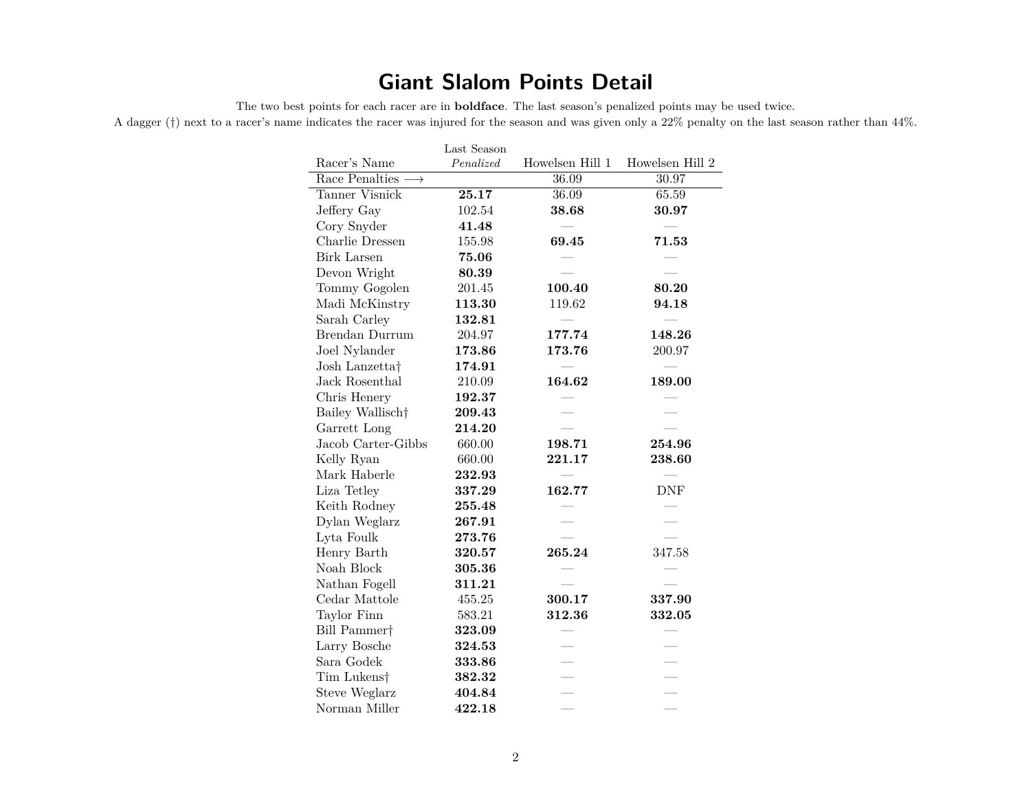# Giant Slalom Points Detail

The two best points for each racer are in **boldface**. The last season's penalized points may be used twice.

A dagger (†) next to a racer's name indicates the racer was injured for the season and was given only a 22% penalty on the last season rather than 44%.

| Racer's Name | Last Season *Penalized* | Howelsen Hill 1 | Howelsen Hill 2 |
|---|---|---|---|
| Race Penalties ⟶ | | 36.09 | 30.97 |
| Tanner Visnick | **25.17** | 36.09 | 65.59 |
| Jeffery Gay | 102.54 | **38.68** | **30.97** |
| Cory Snyder | **41.48** | — | — |
| Charlie Dressen | 155.98 | **69.45** | **71.53** |
| Birk Larsen | **75.06** | — | — |
| Devon Wright | **80.39** | — | — |
| Tommy Gogolen | 201.45 | **100.40** | **80.20** |
| Madi McKinstry | **113.30** | 119.62 | **94.18** |
| Sarah Carley | **132.81** | — | — |
| Brendan Durrum | 204.97 | **177.74** | **148.26** |
| Joel Nylander | **173.86** | **173.76** | 200.97 |
| Josh Lanzetta† | **174.91** | — | — |
| Jack Rosenthal | 210.09 | **164.62** | **189.00** |
| Chris Henery | **192.37** | — | — |
| Bailey Wallisch† | **209.43** | — | — |
| Garrett Long | **214.20** | — | — |
| Jacob Carter-Gibbs | 660.00 | **198.71** | **254.96** |
| Kelly Ryan | 660.00 | **221.17** | **238.60** |
| Mark Haberle | **232.93** | — | — |
| Liza Tetley | **337.29** | **162.77** | DNF |
| Keith Rodney | **255.48** | — | — |
| Dylan Weglarz | **267.91** | — | — |
| Lyta Foulk | **273.76** | — | — |
| Henry Barth | **320.57** | **265.24** | 347.58 |
| Noah Block | **305.36** | — | — |
| Nathan Fogell | **311.21** | — | — |
| Cedar Mattole | 455.25 | **300.17** | **337.90** |
| Taylor Finn | 583.21 | **312.36** | **332.05** |
| Bill Pammer† | **323.09** | — | — |
| Larry Bosche | **324.53** | — | — |
| Sara Godek | **333.86** | — | — |
| Tim Lukens† | **382.32** | — | — |
| Steve Weglarz | **404.84** | — | — |
| Norman Miller | **422.18** | — | — |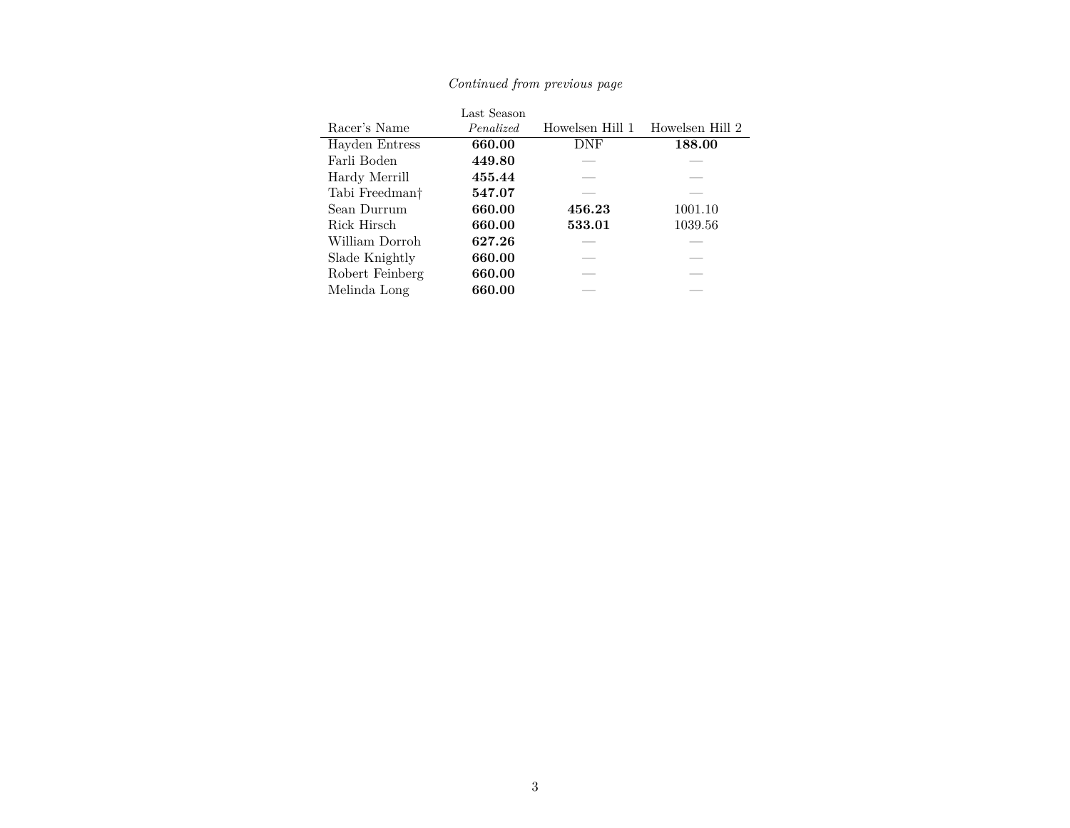*Continued from previous page*

| Racer's Name | Last Season *Penalized* | Howelsen Hill 1 | Howelsen Hill 2 |
|---|---|---|---|
| Hayden Entress | **660.00** | DNF | **188.00** |
| Farli Boden | **449.80** | — | — |
| Hardy Merrill | **455.44** | — | — |
| Tabi Freedman† | **547.07** | — | — |
| Sean Durrum | **660.00** | **456.23** | 1001.10 |
| Rick Hirsch | **660.00** | **533.01** | 1039.56 |
| William Dorroh | **627.26** | — | — |
| Slade Knightly | **660.00** | — | — |
| Robert Feinberg | **660.00** | — | — |
| Melinda Long | **660.00** | — | — |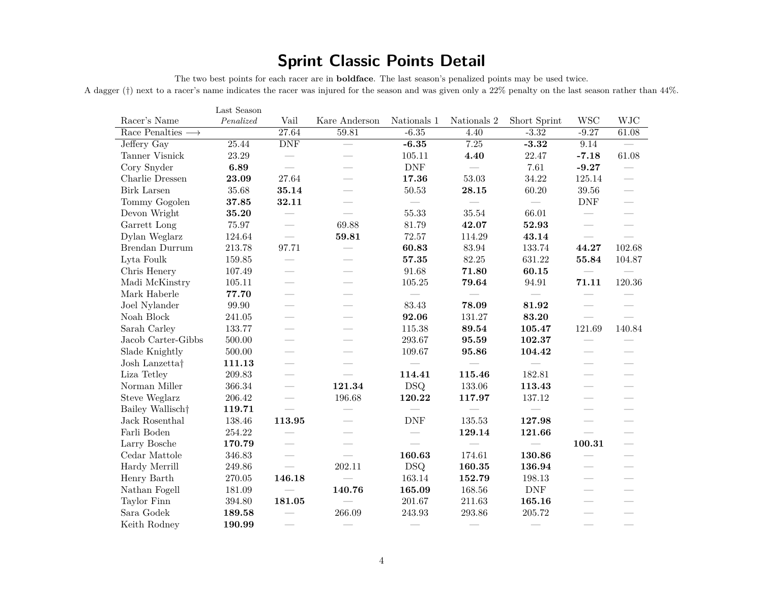# Sprint Classic Points Detail

The two best points for each racer are in **boldface**. The last season's penalized points may be used twice.

A dagger (†) next to a racer's name indicates the racer was injured for the season and was given only a 22% penalty on the last season rather than 44%.

| Racer's Name | Last Season *Penalized* | Vail | Kare Anderson | Nationals 1 | Nationals 2 | Short Sprint | WSC | WJC |
|---|---|---|---|---|---|---|---|---|
| Race Penalties ⟶ | | 27.64 | 59.81 | -6.35 | 4.40 | -3.32 | -9.27 | 61.08 |
| Jeffery Gay | 25.44 | DNF | — | **-6.35** | 7.25 | **-3.32** | 9.14 | — |
| Tanner Visnick | 23.29 | — | — | 105.11 | **4.40** | 22.47 | **-7.18** | 61.08 |
| Cory Snyder | **6.89** | — | — | DNF | — | 7.61 | **-9.27** | — |
| Charlie Dressen | **23.09** | 27.64 | — | **17.36** | 53.03 | 34.22 | 125.14 | — |
| Birk Larsen | 35.68 | **35.14** | — | 50.53 | **28.15** | 60.20 | 39.56 | — |
| Tommy Gogolen | **37.85** | **32.11** | — | — | — | — | DNF | — |
| Devon Wright | **35.20** | — | — | 55.33 | 35.54 | 66.01 | — | — |
| Garrett Long | 75.97 | — | 69.88 | 81.79 | **42.07** | **52.93** | — | — |
| Dylan Weglarz | 124.64 | — | **59.81** | 72.57 | 114.29 | **43.14** | — | — |
| Brendan Durrum | 213.78 | 97.71 | — | **60.83** | 83.94 | 133.74 | **44.27** | 102.68 |
| Lyta Foulk | 159.85 | — | — | **57.35** | 82.25 | 631.22 | **55.84** | 104.87 |
| Chris Henery | 107.49 | — | — | 91.68 | **71.80** | **60.15** | — | — |
| Madi McKinstry | 105.11 | — | — | 105.25 | **79.64** | 94.91 | **71.11** | 120.36 |
| Mark Haberle | **77.70** | — | — | — | — | — | — | — |
| Joel Nylander | 99.90 | — | — | 83.43 | **78.09** | **81.92** | — | — |
| Noah Block | 241.05 | — | — | **92.06** | 131.27 | **83.20** | — | — |
| Sarah Carley | 133.77 | — | — | 115.38 | **89.54** | **105.47** | 121.69 | 140.84 |
| Jacob Carter-Gibbs | 500.00 | — | — | 293.67 | **95.59** | **102.37** | — | — |
| Slade Knightly | 500.00 | — | — | 109.67 | **95.86** | **104.42** | — | — |
| Josh Lanzetta† | **111.13** | — | — | — | — | — | — | — |
| Liza Tetley | 209.83 | — | — | **114.41** | **115.46** | 182.81 | — | — |
| Norman Miller | 366.34 | — | **121.34** | DSQ | 133.06 | **113.43** | — | — |
| Steve Weglarz | 206.42 | — | 196.68 | **120.22** | **117.97** | 137.12 | — | — |
| Bailey Wallisch† | **119.71** | — | — | — | — | — | — | — |
| Jack Rosenthal | 138.46 | **113.95** | — | DNF | 135.53 | **127.98** | — | — |
| Farli Boden | 254.22 | — | — | — | **129.14** | **121.66** | — | — |
| Larry Bosche | **170.79** | — | — | — | — | — | **100.31** | — |
| Cedar Mattole | 346.83 | — | — | **160.63** | 174.61 | **130.86** | — | — |
| Hardy Merrill | 249.86 | — | 202.11 | DSQ | **160.35** | **136.94** | — | — |
| Henry Barth | 270.05 | **146.18** | — | 163.14 | **152.79** | 198.13 | — | — |
| Nathan Fogell | 181.09 | — | **140.76** | **165.09** | 168.56 | DNF | — | — |
| Taylor Finn | 394.80 | **181.05** | — | 201.67 | 211.63 | **165.16** | — | — |
| Sara Godek | **189.58** | — | 266.09 | 243.93 | 293.86 | 205.72 | — | — |
| Keith Rodney | **190.99** | — | — | — | — | — | — | — |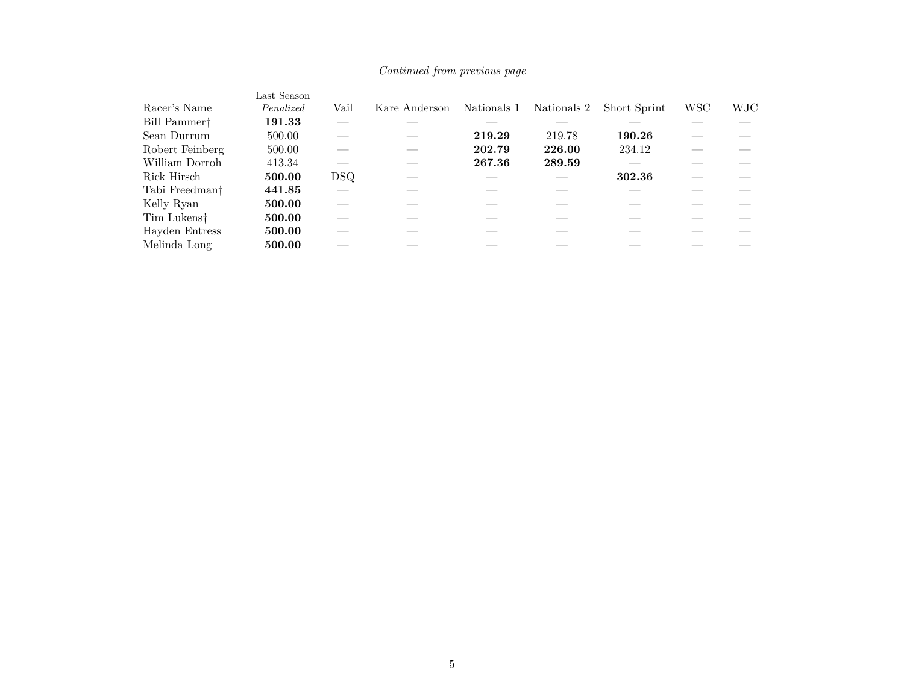*Continued from previous page*

| Racer's Name | Last Season *Penalized* | Vail | Kare Anderson | Nationals 1 | Nationals 2 | Short Sprint | WSC | WJC |
|---|---|---|---|---|---|---|---|---|
| Bill Pammer† | **191.33** | — | — | — | — | — | — | — |
| Sean Durrum | 500.00 | — | — | **219.29** | 219.78 | **190.26** | — | — |
| Robert Feinberg | 500.00 | — | — | **202.79** | **226.00** | 234.12 | — | — |
| William Dorroh | 413.34 | — | — | **267.36** | **289.59** | — | — | — |
| Rick Hirsch | **500.00** | DSQ | — | — | — | **302.36** | — | — |
| Tabi Freedman† | **441.85** | — | — | — | — | — | — | — |
| Kelly Ryan | **500.00** | — | — | — | — | — | — | — |
| Tim Lukens† | **500.00** | — | — | — | — | — | — | — |
| Hayden Entress | **500.00** | — | — | — | — | — | — | — |
| Melinda Long | **500.00** | — | — | — | — | — | — | — |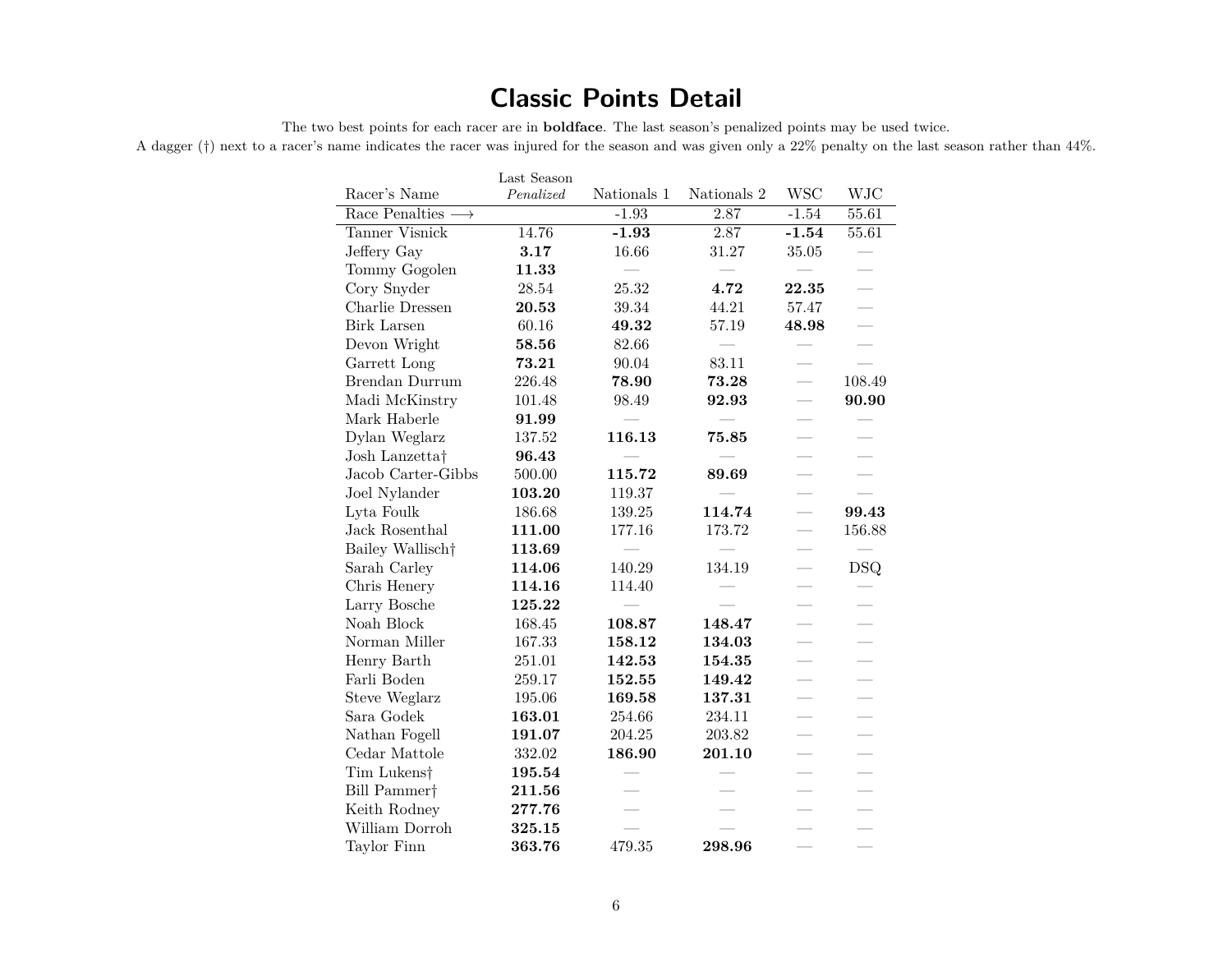# Classic Points Detail

The two best points for each racer are in **boldface**. The last season's penalized points may be used twice.

A dagger (†) next to a racer's name indicates the racer was injured for the season and was given only a 22% penalty on the last season rather than 44%.

| Racer's Name | Last Season *Penalized* | Nationals 1 | Nationals 2 | WSC | WJC |
|---|---|---|---|---|---|
| Race Penalties ⟶ | | -1.93 | 2.87 | -1.54 | 55.61 |
| Tanner Visnick | 14.76 | **-1.93** | 2.87 | **-1.54** | 55.61 |
| Jeffery Gay | **3.17** | 16.66 | 31.27 | 35.05 | — |
| Tommy Gogolen | **11.33** | — | — | — | — |
| Cory Snyder | 28.54 | 25.32 | **4.72** | **22.35** | — |
| Charlie Dressen | **20.53** | 39.34 | 44.21 | 57.47 | — |
| Birk Larsen | 60.16 | **49.32** | 57.19 | **48.98** | — |
| Devon Wright | **58.56** | 82.66 | — | — | — |
| Garrett Long | **73.21** | 90.04 | 83.11 | — | — |
| Brendan Durrum | 226.48 | **78.90** | **73.28** | — | 108.49 |
| Madi McKinstry | 101.48 | 98.49 | **92.93** | — | **90.90** |
| Mark Haberle | **91.99** | — | — | — | — |
| Dylan Weglarz | 137.52 | **116.13** | **75.85** | — | — |
| Josh Lanzetta† | **96.43** | — | — | — | — |
| Jacob Carter-Gibbs | 500.00 | **115.72** | **89.69** | — | — |
| Joel Nylander | **103.20** | 119.37 | — | — | — |
| Lyta Foulk | 186.68 | 139.25 | **114.74** | — | **99.43** |
| Jack Rosenthal | **111.00** | 177.16 | 173.72 | — | 156.88 |
| Bailey Wallisch† | **113.69** | — | — | — | — |
| Sarah Carley | **114.06** | 140.29 | 134.19 | — | DSQ |
| Chris Henery | **114.16** | 114.40 | — | — | — |
| Larry Bosche | **125.22** | — | — | — | — |
| Noah Block | 168.45 | **108.87** | **148.47** | — | — |
| Norman Miller | 167.33 | **158.12** | **134.03** | — | — |
| Henry Barth | 251.01 | **142.53** | **154.35** | — | — |
| Farli Boden | 259.17 | **152.55** | **149.42** | — | — |
| Steve Weglarz | 195.06 | **169.58** | **137.31** | — | — |
| Sara Godek | **163.01** | 254.66 | 234.11 | — | — |
| Nathan Fogell | **191.07** | 204.25 | 203.82 | — | — |
| Cedar Mattole | 332.02 | **186.90** | **201.10** | — | — |
| Tim Lukens† | **195.54** | — | — | — | — |
| Bill Pammer† | **211.56** | — | — | — | — |
| Keith Rodney | **277.76** | — | — | — | — |
| William Dorroh | **325.15** | — | — | — | — |
| Taylor Finn | **363.76** | 479.35 | **298.96** | — | — |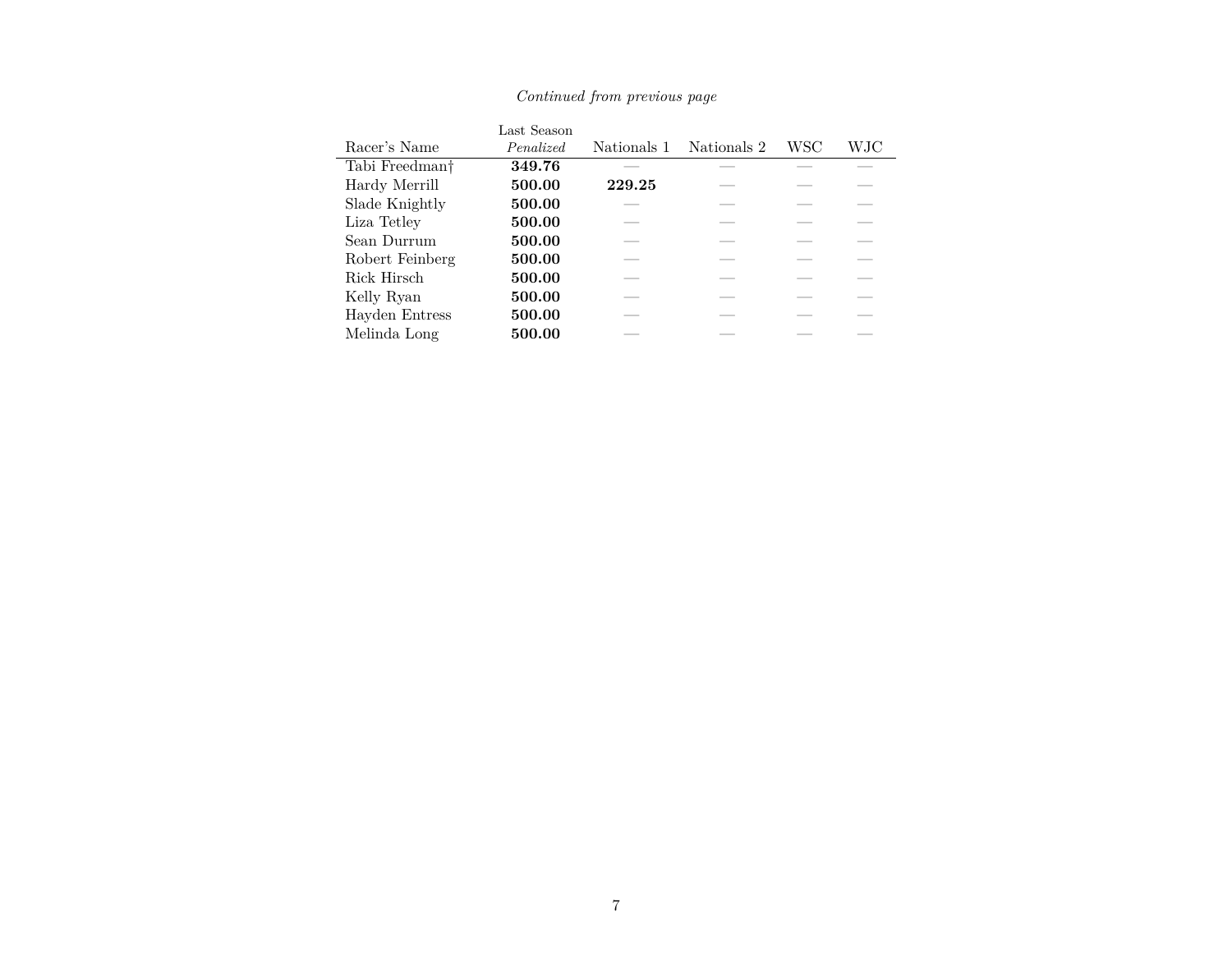*Continued from previous page*

| Racer's Name | Last Season *Penalized* | Nationals 1 | Nationals 2 | WSC | WJC |
|---|---|---|---|---|---|
| Tabi Freedman† | **349.76** | — | — | — | — |
| Hardy Merrill | **500.00** | **229.25** | — | — | — |
| Slade Knightly | **500.00** | — | — | — | — |
| Liza Tetley | **500.00** | — | — | — | — |
| Sean Durrum | **500.00** | — | — | — | — |
| Robert Feinberg | **500.00** | — | — | — | — |
| Rick Hirsch | **500.00** | — | — | — | — |
| Kelly Ryan | **500.00** | — | — | — | — |
| Hayden Entress | **500.00** | — | — | — | — |
| Melinda Long | **500.00** | — | — | — | — |